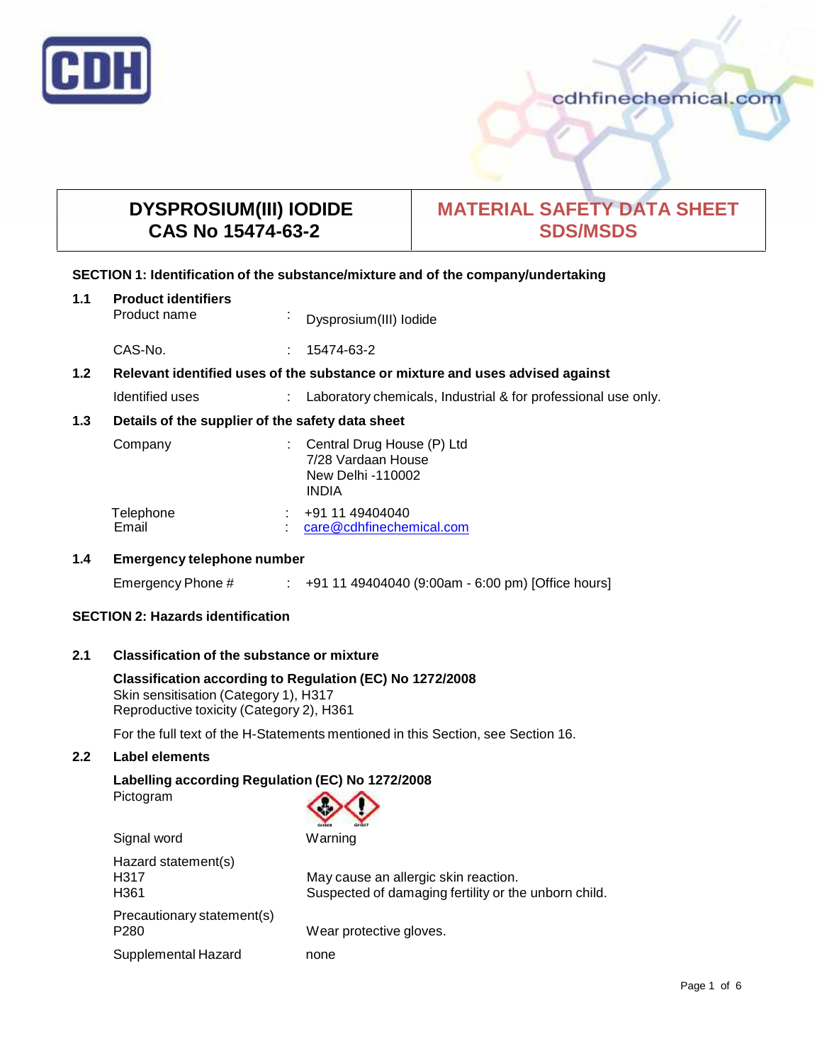CDH

cdhfinechemical.com

| DYSPROSIUM(III) IODIDE CAS No 15474-63-2 | MATERIAL SAFETY DATA SHEET SDS/MSDS |
| --- | --- |

## SECTION 1: Identification of the substance/mixture and of the company/undertaking

### 1.1 Product identifiers

Product name : Dysprosium(III) Iodide

CAS-No. : 15474-63-2

### 1.2 Relevant identified uses of the substance or mixture and uses advised against

Identified uses : Laboratory chemicals, Industrial & for professional use only.

### 1.3 Details of the supplier of the safety data sheet

Company : Central Drug House (P) Ltd
7/28 Vardaan House
New Delhi -110002
INDIA

Telephone : +91 11 49404040
Email : care@cdhfinechemical.com

### 1.4 Emergency telephone number

Emergency Phone # : +91 11 49404040 (9:00am - 6:00 pm) [Office hours]

## SECTION 2: Hazards identification

### 2.1 Classification of the substance or mixture

**Classification according to Regulation (EC) No 1272/2008**
Skin sensitisation (Category 1), H317
Reproductive toxicity (Category 2), H361

For the full text of the H-Statements mentioned in this Section, see Section 16.

### 2.2 Label elements

**Labelling according to Regulation (EC) No 1272/2008**

Pictogram

Signal word Warning

Hazard statement(s)
H317 May cause an allergic skin reaction.
H361 Suspected of damaging fertility or the unborn child.

Precautionary statement(s)
P280 Wear protective gloves.

Supplemental Hazard none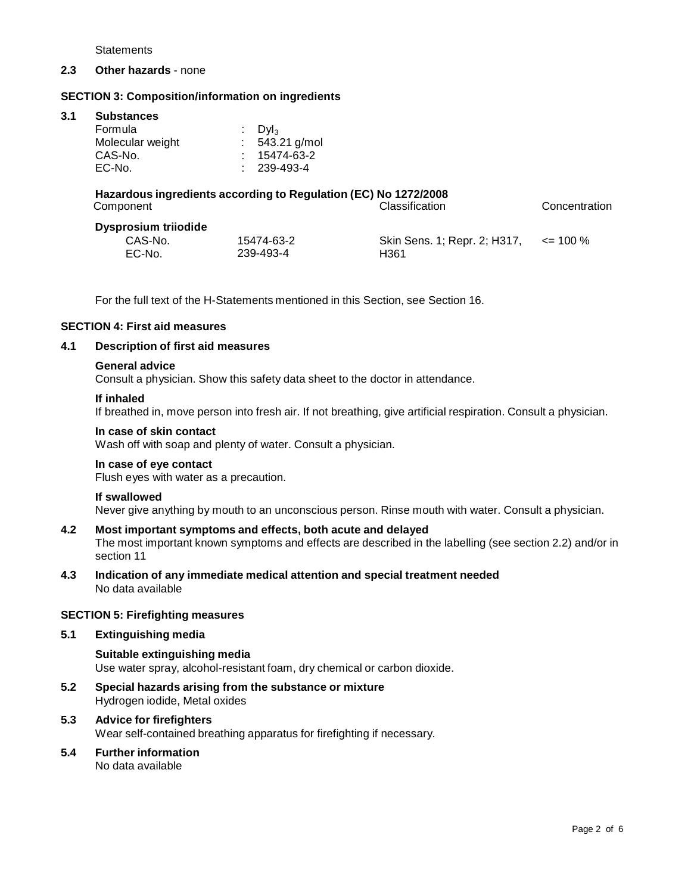Statements

**2.3 Other hazards** - none

## SECTION 3: Composition/information on ingredients

**3.1 Substances**

| | | |
|---|---|---|
| Formula | : | $DyI_3$ |
| Molecular weight | : | 543.21 g/mol |
| CAS-No. | : | 15474-63-2 |
| EC-No. | : | 239-493-4 |

**Hazardous ingredients according to Regulation (EC) No 1272/2008**

| Component | | Classification | Concentration |
|---|---|---|---|
| **Dysprosium triiodide** | | | |
| CAS-No. | 15474-63-2 | Skin Sens. 1; Repr. 2; H317, H361 | <= 100 % |
| EC-No. | 239-493-4 | | |

For the full text of the H-Statements mentioned in this Section, see Section 16.

## SECTION 4: First aid measures

**4.1 Description of first aid measures**

**General advice**
Consult a physician. Show this safety data sheet to the doctor in attendance.

**If inhaled**
If breathed in, move person into fresh air. If not breathing, give artificial respiration. Consult a physician.

**In case of skin contact**
Wash off with soap and plenty of water. Consult a physician.

**In case of eye contact**
Flush eyes with water as a precaution.

**If swallowed**
Never give anything by mouth to an unconscious person. Rinse mouth with water. Consult a physician.

**4.2 Most important symptoms and effects, both acute and delayed**
The most important known symptoms and effects are described in the labelling (see section 2.2) and/or in section 11

**4.3 Indication of any immediate medical attention and special treatment needed**
No data available

## SECTION 5: Firefighting measures

**5.1 Extinguishing media**

**Suitable extinguishing media**
Use water spray, alcohol-resistant foam, dry chemical or carbon dioxide.

**5.2 Special hazards arising from the substance or mixture**
Hydrogen iodide, Metal oxides

**5.3 Advice for firefighters**
Wear self-contained breathing apparatus for firefighting if necessary.

**5.4 Further information**
No data available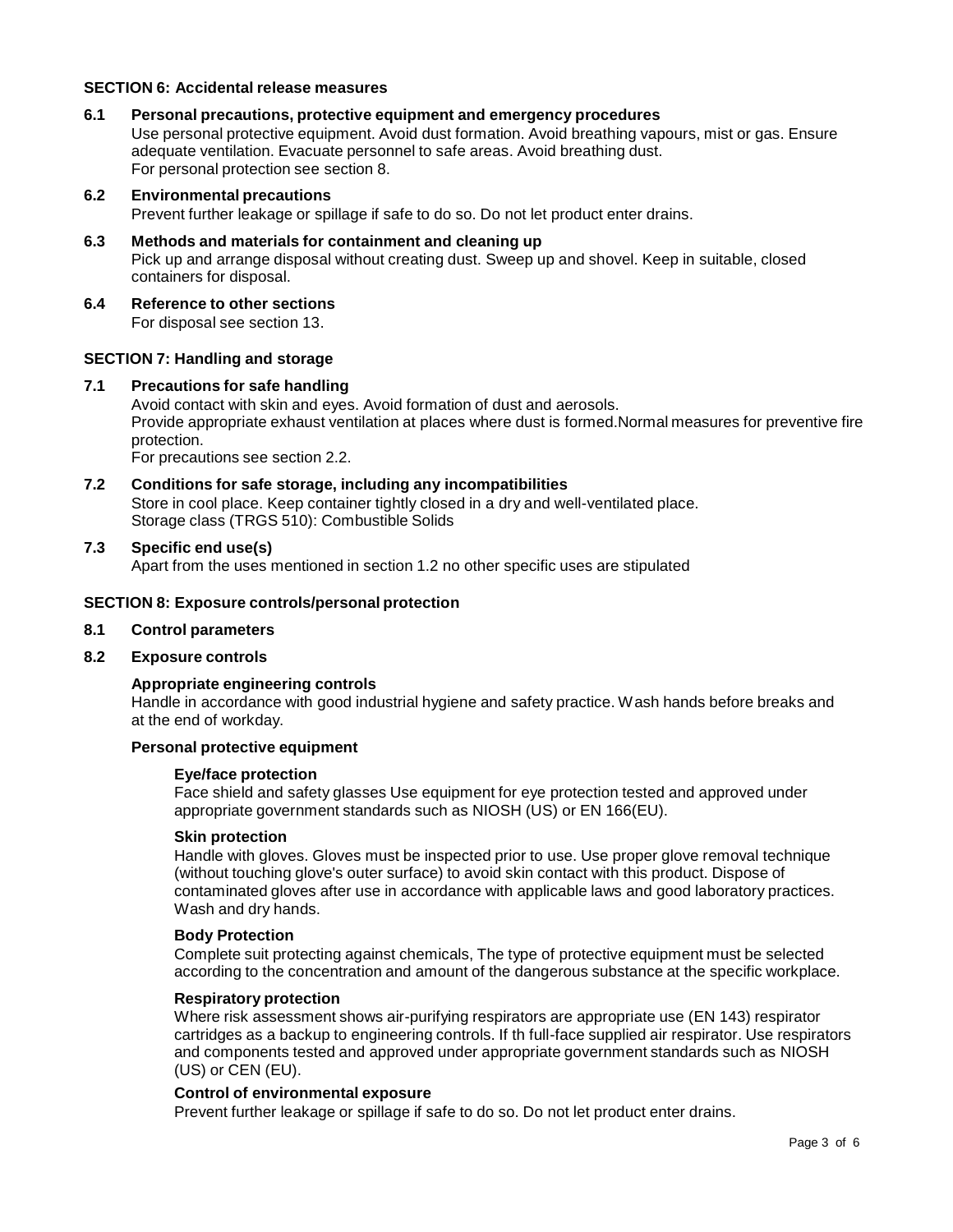## SECTION 6: Accidental release measures

### 6.1 Personal precautions, protective equipment and emergency procedures

Use personal protective equipment. Avoid dust formation. Avoid breathing vapours, mist or gas. Ensure adequate ventilation. Evacuate personnel to safe areas. Avoid breathing dust.
For personal protection see section 8.

### 6.2 Environmental precautions

Prevent further leakage or spillage if safe to do so. Do not let product enter drains.

### 6.3 Methods and materials for containment and cleaning up

Pick up and arrange disposal without creating dust. Sweep up and shovel. Keep in suitable, closed containers for disposal.

### 6.4 Reference to other sections

For disposal see section 13.

## SECTION 7: Handling and storage

### 7.1 Precautions for safe handling

Avoid contact with skin and eyes. Avoid formation of dust and aerosols.
Provide appropriate exhaust ventilation at places where dust is formed.Normal measures for preventive fire protection.
For precautions see section 2.2.

### 7.2 Conditions for safe storage, including any incompatibilities

Store in cool place. Keep container tightly closed in a dry and well-ventilated place.
Storage class (TRGS 510): Combustible Solids

### 7.3 Specific end use(s)

Apart from the uses mentioned in section 1.2 no other specific uses are stipulated

## SECTION 8: Exposure controls/personal protection

### 8.1 Control parameters

### 8.2 Exposure controls

**Appropriate engineering controls**

Handle in accordance with good industrial hygiene and safety practice. Wash hands before breaks and at the end of workday.

**Personal protective equipment**

**Eye/face protection**

Face shield and safety glasses Use equipment for eye protection tested and approved under appropriate government standards such as NIOSH (US) or EN 166(EU).

**Skin protection**

Handle with gloves. Gloves must be inspected prior to use. Use proper glove removal technique (without touching glove's outer surface) to avoid skin contact with this product. Dispose of contaminated gloves after use in accordance with applicable laws and good laboratory practices. Wash and dry hands.

**Body Protection**

Complete suit protecting against chemicals, The type of protective equipment must be selected according to the concentration and amount of the dangerous substance at the specific workplace.

**Respiratory protection**

Where risk assessment shows air-purifying respirators are appropriate use (EN 143) respirator cartridges as a backup to engineering controls. If th full-face supplied air respirator. Use respirators and components tested and approved under appropriate government standards such as NIOSH (US) or CEN (EU).

**Control of environmental exposure**

Prevent further leakage or spillage if safe to do so. Do not let product enter drains.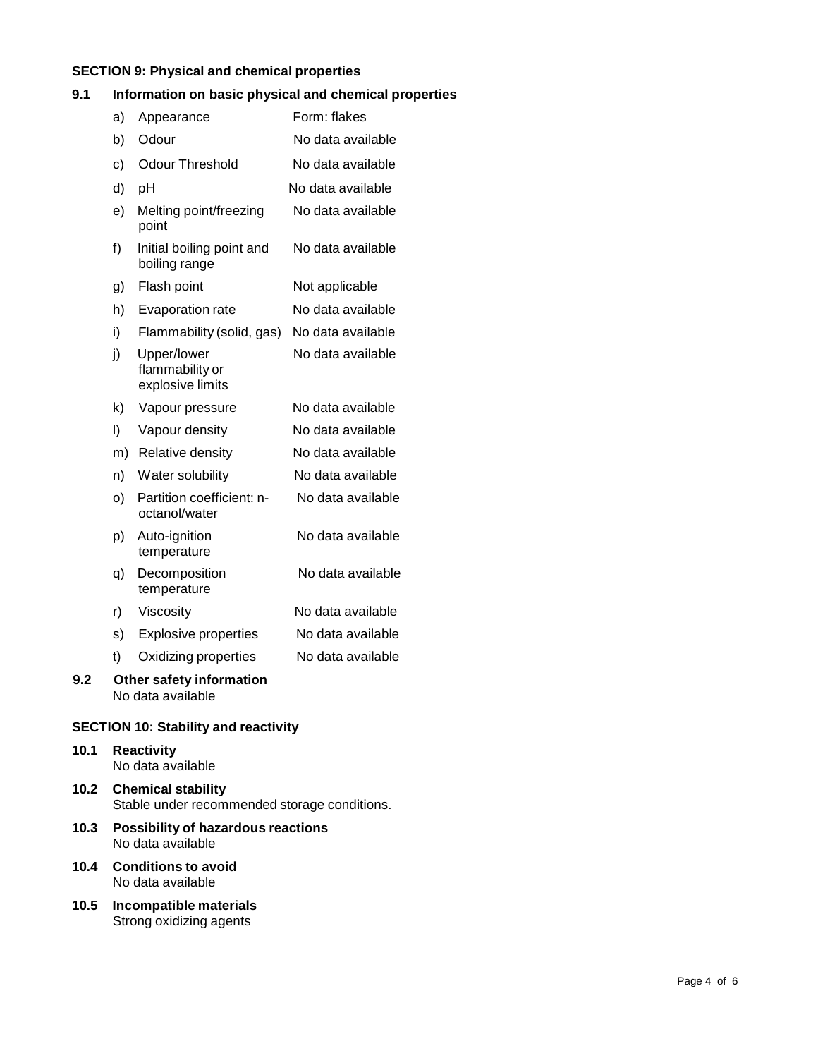## SECTION 9: Physical and chemical properties

### 9.1 Information on basic physical and chemical properties

| | | |
|---|---|---|
| a) | Appearance | Form: flakes |
| b) | Odour | No data available |
| c) | Odour Threshold | No data available |
| d) | pH | No data available |
| e) | Melting point/freezing point | No data available |
| f) | Initial boiling point and boiling range | No data available |
| g) | Flash point | Not applicable |
| h) | Evaporation rate | No data available |
| i) | Flammability (solid, gas) | No data available |
| j) | Upper/lower flammability or explosive limits | No data available |
| k) | Vapour pressure | No data available |
| l) | Vapour density | No data available |
| m) | Relative density | No data available |
| n) | Water solubility | No data available |
| o) | Partition coefficient: n-octanol/water | No data available |
| p) | Auto-ignition temperature | No data available |
| q) | Decomposition temperature | No data available |
| r) | Viscosity | No data available |
| s) | Explosive properties | No data available |
| t) | Oxidizing properties | No data available |

### 9.2 Other safety information

No data available

## SECTION 10: Stability and reactivity

### 10.1 Reactivity

No data available

### 10.2 Chemical stability

Stable under recommended storage conditions.

### 10.3 Possibility of hazardous reactions

No data available

### 10.4 Conditions to avoid

No data available

### 10.5 Incompatible materials

Strong oxidizing agents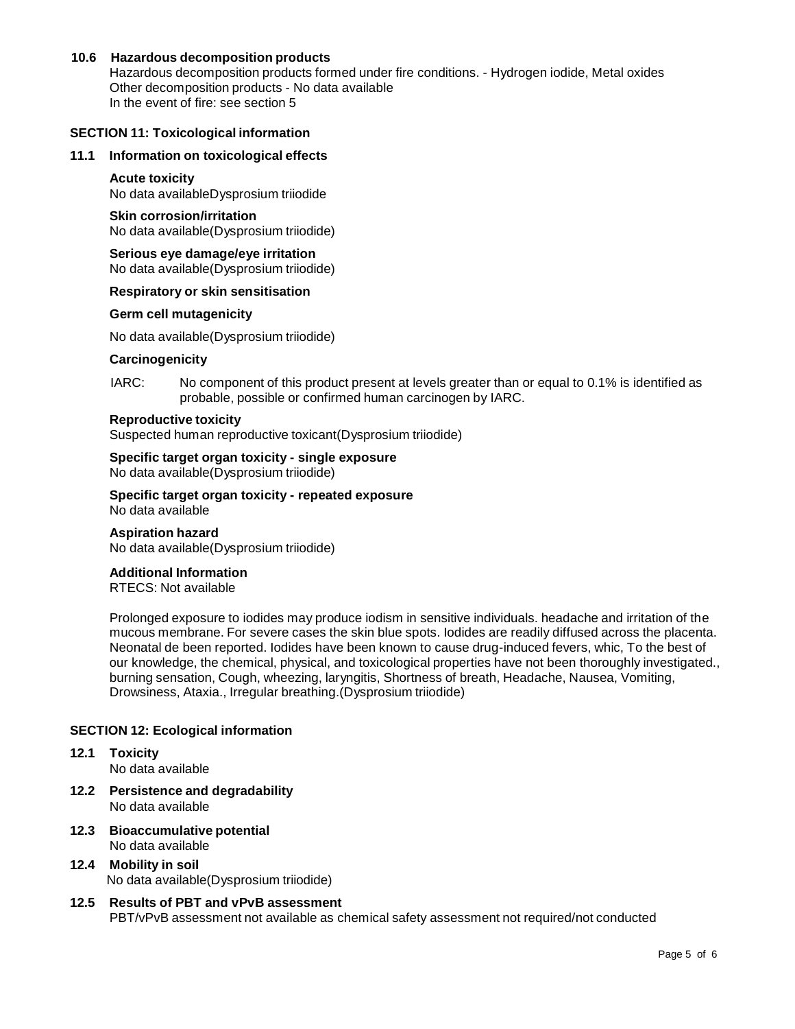### 10.6 Hazardous decomposition products

Hazardous decomposition products formed under fire conditions. - Hydrogen iodide, Metal oxides
Other decomposition products - No data available
In the event of fire: see section 5

## SECTION 11: Toxicological information

### 11.1 Information on toxicological effects

**Acute toxicity**
No data availableDysprosium triiodide

**Skin corrosion/irritation**
No data available(Dysprosium triiodide)

**Serious eye damage/eye irritation**
No data available(Dysprosium triiodide)

**Respiratory or skin sensitisation**

**Germ cell mutagenicity**

No data available(Dysprosium triiodide)

**Carcinogenicity**

IARC: No component of this product present at levels greater than or equal to 0.1% is identified as probable, possible or confirmed human carcinogen by IARC.

**Reproductive toxicity**
Suspected human reproductive toxicant(Dysprosium triiodide)

**Specific target organ toxicity - single exposure**
No data available(Dysprosium triiodide)

**Specific target organ toxicity - repeated exposure**
No data available

**Aspiration hazard**
No data available(Dysprosium triiodide)

**Additional Information**
RTECS: Not available

Prolonged exposure to iodides may produce iodism in sensitive individuals. headache and irritation of the mucous membrane. For severe cases the skin blue spots. Iodides are readily diffused across the placenta. Neonatal de been reported. Iodides have been known to cause drug-induced fevers, whic, To the best of our knowledge, the chemical, physical, and toxicological properties have not been thoroughly investigated., burning sensation, Cough, wheezing, laryngitis, Shortness of breath, Headache, Nausea, Vomiting, Drowsiness, Ataxia., Irregular breathing.(Dysprosium triiodide)

## SECTION 12: Ecological information

### 12.1 Toxicity

No data available

### 12.2 Persistence and degradability

No data available

### 12.3 Bioaccumulative potential

No data available

### 12.4 Mobility in soil

No data available(Dysprosium triiodide)

### 12.5 Results of PBT and vPvB assessment

PBT/vPvB assessment not available as chemical safety assessment not required/not conducted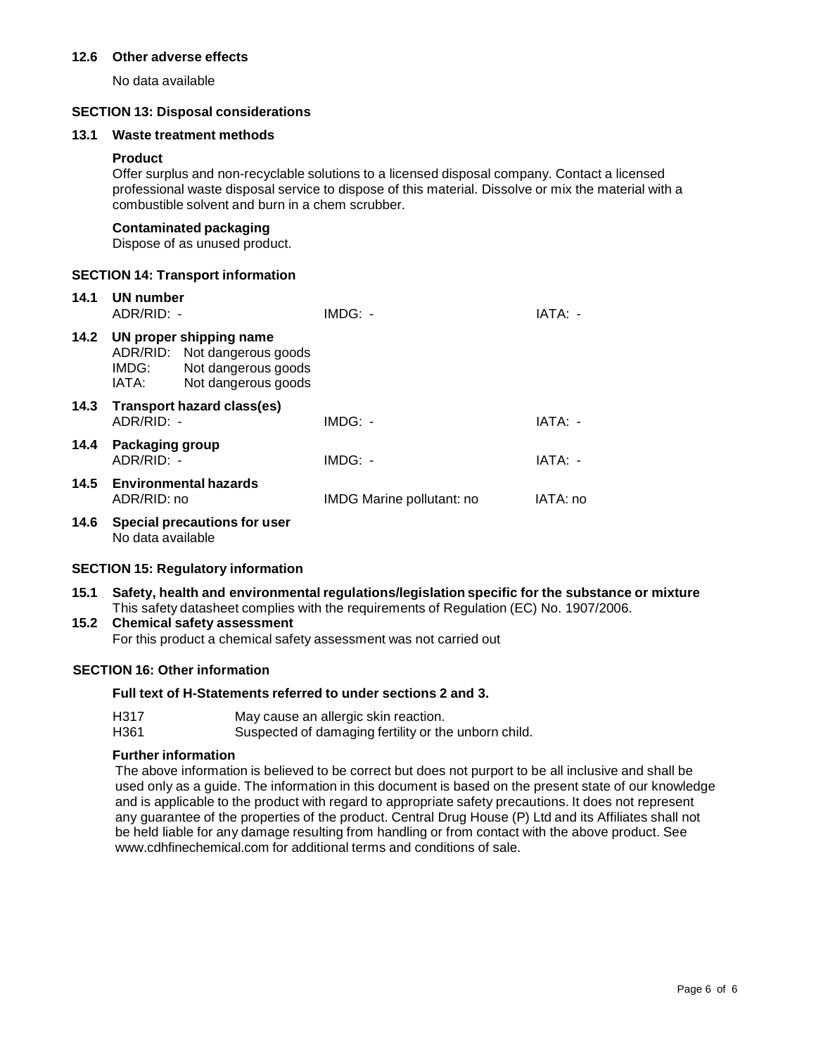### 12.6 Other adverse effects

No data available

## SECTION 13: Disposal considerations

### 13.1 Waste treatment methods

**Product**

Offer surplus and non-recyclable solutions to a licensed disposal company. Contact a licensed professional waste disposal service to dispose of this material. Dissolve or mix the material with a combustible solvent and burn in a chem scrubber.

**Contaminated packaging**

Dispose of as unused product.

## SECTION 14: Transport information

### 14.1 UN number

| | | |
|---|---|---|
| ADR/RID: - | IMDG: - | IATA: - |

### 14.2 UN proper shipping name

| | |
|---|---|
| ADR/RID: | Not dangerous goods |
| IMDG: | Not dangerous goods |
| IATA: | Not dangerous goods |

### 14.3 Transport hazard class(es)

| | | |
|---|---|---|
| ADR/RID: - | IMDG: - | IATA: - |

### 14.4 Packaging group

| | | |
|---|---|---|
| ADR/RID: - | IMDG: - | IATA: - |

### 14.5 Environmental hazards

| | | |
|---|---|---|
| ADR/RID: no | IMDG Marine pollutant: no | IATA: no |

### 14.6 Special precautions for user

No data available

## SECTION 15: Regulatory information

### 15.1 Safety, health and environmental regulations/legislation specific for the substance or mixture

This safety datasheet complies with the requirements of Regulation (EC) No. 1907/2006.

### 15.2 Chemical safety assessment

For this product a chemical safety assessment was not carried out

## SECTION 16: Other information

### Full text of H-Statements referred to under sections 2 and 3.

| | |
|---|---|
| H317 | May cause an allergic skin reaction. |
| H361 | Suspected of damaging fertility or the unborn child. |

**Further information**

The above information is believed to be correct but does not purport to be all inclusive and shall be used only as a guide. The information in this document is based on the present state of our knowledge and is applicable to the product with regard to appropriate safety precautions. It does not represent any guarantee of the properties of the product. Central Drug House (P) Ltd and its Affiliates shall not be held liable for any damage resulting from handling or from contact with the above product. See www.cdhfinechemical.com for additional terms and conditions of sale.